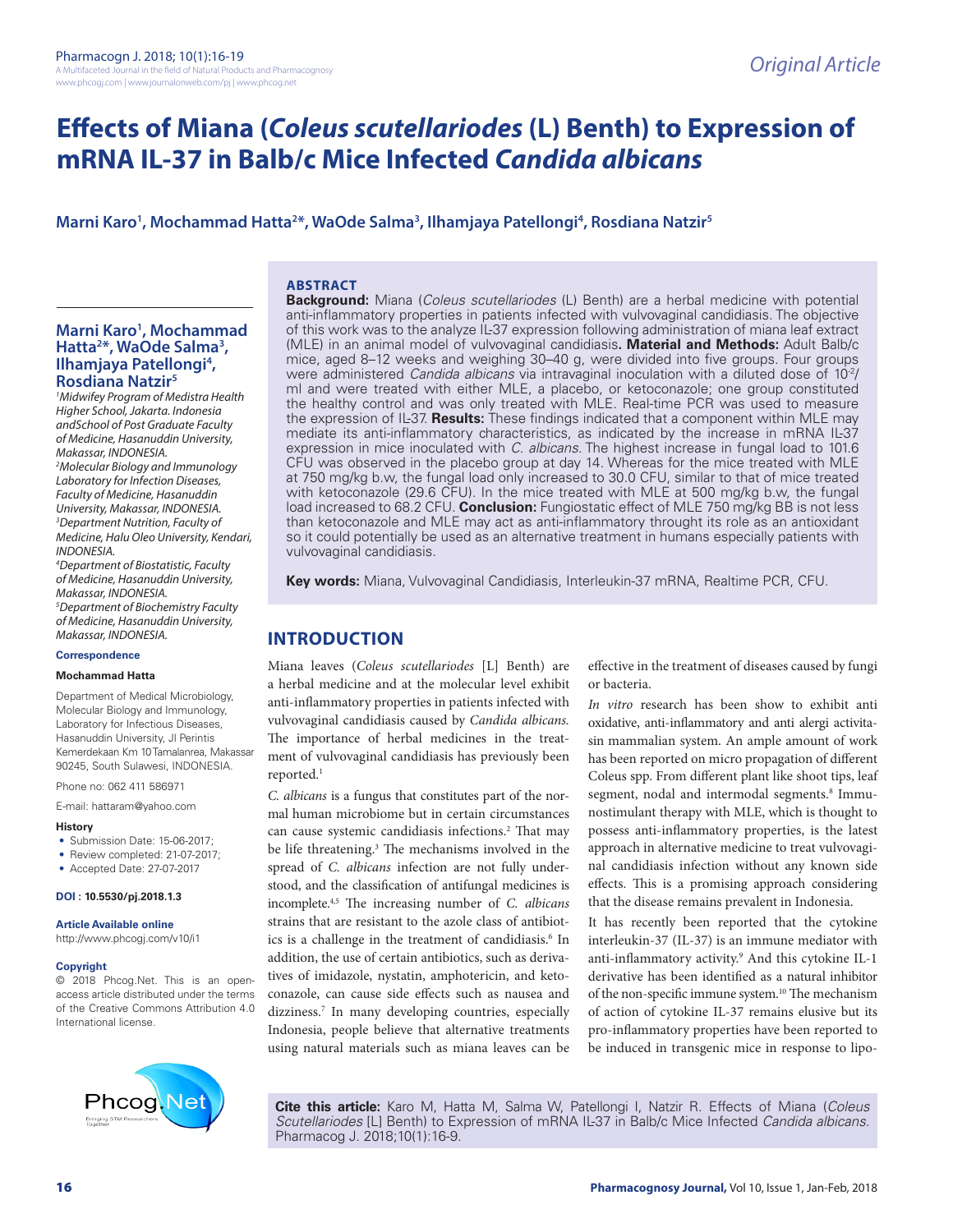Original Article

# Effects of Miana (*Coleus scutellariodes* (L) Benth) to Expression of mRNA IL-37 in Balb/c Mice Infected *Candida albicans*

**Marni Karo[1], Mochammad Hatta[2*], WaOde Salma[3], Ilhamjaya Patellongi[4], Rosdiana Natzir[5]**

[1]*Midwifey Program of Medistra Health Higher School, Jakarta. Indonesia andSchool of Post Graduate Faculty of Medicine, Hasanuddin University, Makassar, INDONESIA.*

[2]*Molecular Biology and Immunology Laboratory for Infection Diseases, Faculty of Medicine, Hasanuddin University, Makassar, INDONESIA.*

[3]*Department Nutrition, Faculty of Medicine, Halu Oleo University, Kendari, INDONESIA.*

[4]*Department of Biostatistic, Faculty of Medicine, Hasanuddin University, Makassar, INDONESIA.*

[5]*Department of Biochemistry Faculty of Medicine, Hasanuddin University, Makassar, INDONESIA.*

**Correspondence**

**Mochammad Hatta**

Department of Medical Microbiology, Molecular Biology and Immunology, Laboratory for Infectious Diseases, Hasanuddin University, Jl Perintis Kemerdekaan Km 10 Tamalanrea, Makassar 90245, South Sulawesi, INDONESIA.

Phone no: 062 411 586971

E-mail: hattaram@yahoo.com

**History**

- Submission Date: 15-06-2017;
- Review completed: 21-07-2017;
- Accepted Date: 27-07-2017

**DOI : 10.5530/pj.2018.1.3**

**Article Available online**

http://www.phcogj.com/v10/i1

**Copyright**

© 2018 Phcog.Net. This is an open-access article distributed under the terms of the Creative Commons Attribution 4.0 International license.

## ABSTRACT

**Background:** Miana (*Coleus scutellariodes* (L) Benth) are a herbal medicine with potential anti-inflammatory properties in patients infected with vulvovaginal candidiasis. The objective of this work was to the analyze IL-37 expression following administration of miana leaf extract (MLE) in an animal model of vulvovaginal candidiasis**. Material and Methods:** Adult Balb/c mice, aged 8–12 weeks and weighing 30–40 g, were divided into five groups. Four groups were administered *Candida albicans* via intravaginal inoculation with a diluted dose of $10^{-2}$/ml and were treated with either MLE, a placebo, or ketoconazole; one group constituted the healthy control and was only treated with MLE. Real-time PCR was used to measure the expression of IL-37. **Results:** These findings indicated that a component within MLE may mediate its anti-inflammatory characteristics, as indicated by the increase in mRNA IL-37 expression in mice inoculated with *C. albicans*. The highest increase in fungal load to 101.6 CFU was observed in the placebo group at day 14. Whereas for the mice treated with MLE at 750 mg/kg b.w, the fungal load only increased to 30.0 CFU, similar to that of mice treated with ketoconazole (29.6 CFU). In the mice treated with MLE at 500 mg/kg b.w, the fungal load increased to 68.2 CFU. **Conclusion:** Fungiostatic effect of MLE 750 mg/kg BB is not less than ketoconazole and MLE may act as anti-inflammatory throught its role as an antioxidant so it could potentially be used as an alternative treatment in humans especially patients with vulvovaginal candidiasis.

**Key words:** Miana, Vulvovaginal Candidiasis, Interleukin-37 mRNA, Realtime PCR, CFU.

## INTRODUCTION

Miana leaves (*Coleus scutellariodes* [L] Benth) are a herbal medicine and at the molecular level exhibit anti-inflammatory properties in patients infected with vulvovaginal candidiasis caused by *Candida albicans*. The importance of herbal medicines in the treatment of vulvovaginal candidiasis has previously been reported.[1]

*C. albicans* is a fungus that constitutes part of the normal human microbiome but in certain circumstances can cause systemic candidiasis infections.[2] That may be life threatening.[3] The mechanisms involved in the spread of *C. albicans* infection are not fully understood, and the classification of antifungal medicines is incomplete.[4,5] The increasing number of *C. albicans* strains that are resistant to the azole class of antibiotics is a challenge in the treatment of candidiasis.[6] In addition, the use of certain antibiotics, such as derivatives of imidazole, nystatin, amphotericin, and ketoconazole, can cause side effects such as nausea and dizziness.[7] In many developing countries, especially Indonesia, people believe that alternative treatments using natural materials such as miana leaves can be effective in the treatment of diseases caused by fungi or bacteria.

*In vitro* research has been show to exhibit anti oxidative, anti-inflammatory and anti alergi activitasin mammalian system. An ample amount of work has been reported on micro propagation of different Coleus spp. From different plant like shoot tips, leaf segment, nodal and intermodal segments.[8] Immunostimulant therapy with MLE, which is thought to possess anti-inflammatory properties, is the latest approach in alternative medicine to treat vulvovaginal candidiasis infection without any known side effects. This is a promising approach considering that the disease remains prevalent in Indonesia.

It has recently been reported that the cytokine interleukin-37 (IL-37) is an immune mediator with anti-inflammatory activity.[9] And this cytokine IL-1 derivative has been identified as a natural inhibitor of the non-specific immune system.[10] The mechanism of action of cytokine IL-37 remains elusive but its pro-inflammatory properties have been reported to be induced in transgenic mice in response to lipo-

**Cite this article:** Karo M, Hatta M, Salma W, Patellongi I, Natzir R. Effects of Miana (*Coleus Scutellariodes* [L] Benth) to Expression of mRNA IL-37 in Balb/c Mice Infected *Candida albicans*. Pharmacog J. 2018;10(1):16-9.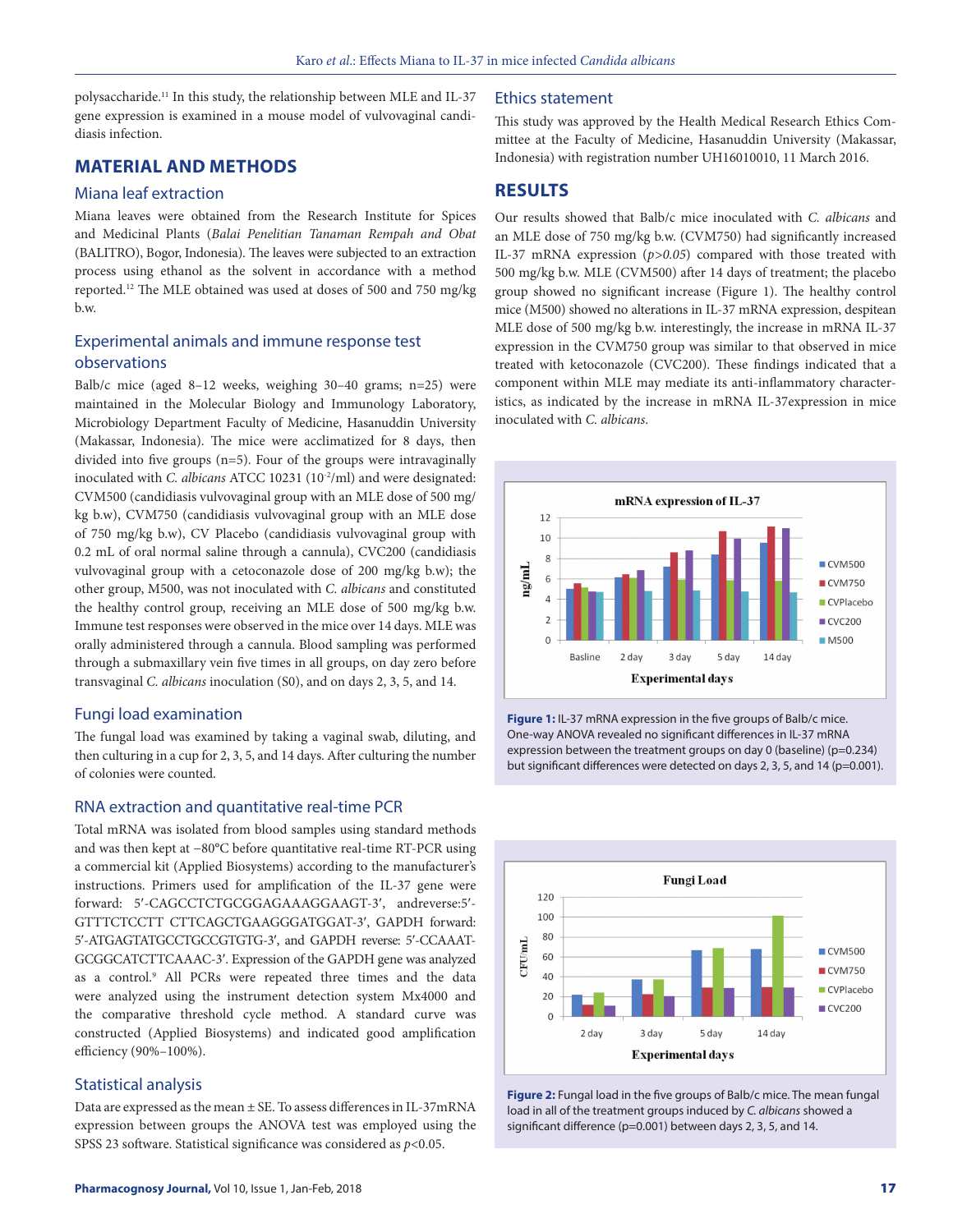polysaccharide.[11] In this study, the relationship between MLE and IL-37 gene expression is examined in a mouse model of vulvovaginal candidiasis infection.

## MATERIAL AND METHODS

### Miana leaf extraction

Miana leaves were obtained from the Research Institute for Spices and Medicinal Plants (*Balai Penelitian Tanaman Rempah and Obat* (BALITRO), Bogor, Indonesia). The leaves were subjected to an extraction process using ethanol as the solvent in accordance with a method reported.[12] The MLE obtained was used at doses of 500 and 750 mg/kg b.w.

### Experimental animals and immune response test observations

Balb/c mice (aged 8–12 weeks, weighing 30–40 grams; n=25) were maintained in the Molecular Biology and Immunology Laboratory, Microbiology Department Faculty of Medicine, Hasanuddin University (Makassar, Indonesia). The mice were acclimatized for 8 days, then divided into five groups (n=5). Four of the groups were intravaginally inoculated with *C. albicans* ATCC 10231 ($10^{-2}$/ml) and were designated: CVM500 (candidiasis vulvovaginal group with an MLE dose of 500 mg/kg b.w), CVM750 (candidiasis vulvovaginal group with an MLE dose of 750 mg/kg b.w), CV Placebo (candidiasis vulvovaginal group with 0.2 mL of oral normal saline through a cannula), CVC200 (candidiasis vulvovaginal group with a cetoconazole dose of 200 mg/kg b.w); the other group, M500, was not inoculated with *C. albicans* and constituted the healthy control group, receiving an MLE dose of 500 mg/kg b.w. Immune test responses were observed in the mice over 14 days. MLE was orally administered through a cannula. Blood sampling was performed through a submaxillary vein five times in all groups, on day zero before transvaginal *C. albicans* inoculation (S0), and on days 2, 3, 5, and 14.

### Fungi load examination

The fungal load was examined by taking a vaginal swab, diluting, and then culturing in a cup for 2, 3, 5, and 14 days. After culturing the number of colonies were counted.

### RNA extraction and quantitative real-time PCR

Total mRNA was isolated from blood samples using standard methods and was then kept at −80°C before quantitative real-time RT-PCR using a commercial kit (Applied Biosystems) according to the manufacturer's instructions. Primers used for amplification of the IL-37 gene were forward: 5′-CAGCCTCTGCGGAGAAAGGAAGT-3′, andreverse:5′-GTTTCTCCTT CTTCAGCTGAAGGGATGGAT-3′, GAPDH forward: 5′-ATGAGTATGCCTGCCGTGTG-3′, and GAPDH reverse: 5′-CCAAAT-GCGGCATCTTCAAAC-3′. Expression of the GAPDH gene was analyzed as a control.[9] All PCRs were repeated three times and the data were analyzed using the instrument detection system Mx4000 and the comparative threshold cycle method. A standard curve was constructed (Applied Biosystems) and indicated good amplification efficiency (90%–100%).

### Statistical analysis

Data are expressed as the mean ± SE. To assess differences in IL-37mRNA expression between groups the ANOVA test was employed using the SPSS 23 software. Statistical significance was considered as $p<0.05$.

### Ethics statement

This study was approved by the Health Medical Research Ethics Committee at the Faculty of Medicine, Hasanuddin University (Makassar, Indonesia) with registration number UH16010010, 11 March 2016.

## RESULTS

Our results showed that Balb/c mice inoculated with *C. albicans* and an MLE dose of 750 mg/kg b.w. (CVM750) had significantly increased IL-37 mRNA expression ($p>0.05$) compared with those treated with 500 mg/kg b.w. MLE (CVM500) after 14 days of treatment; the placebo group showed no significant increase (Figure 1). The healthy control mice (M500) showed no alterations in IL-37 mRNA expression, despitean MLE dose of 500 mg/kg b.w. interestingly, the increase in mRNA IL-37 expression in the CVM750 group was similar to that observed in mice treated with ketoconazole (CVC200). These findings indicated that a component within MLE may mediate its anti-inflammatory characteristics, as indicated by the increase in mRNA IL-37expression in mice inoculated with *C. albicans*.

**Figure 1:** IL-37 mRNA expression in the five groups of Balb/c mice. One-way ANOVA revealed no significant differences in IL-37 mRNA expression between the treatment groups on day 0 (baseline) (p=0.234) but significant differences were detected on days 2, 3, 5, and 14 (p=0.001).

**Figure 2:** Fungal load in the five groups of Balb/c mice. The mean fungal load in all of the treatment groups induced by *C. albicans* showed a significant difference (p=0.001) between days 2, 3, 5, and 14.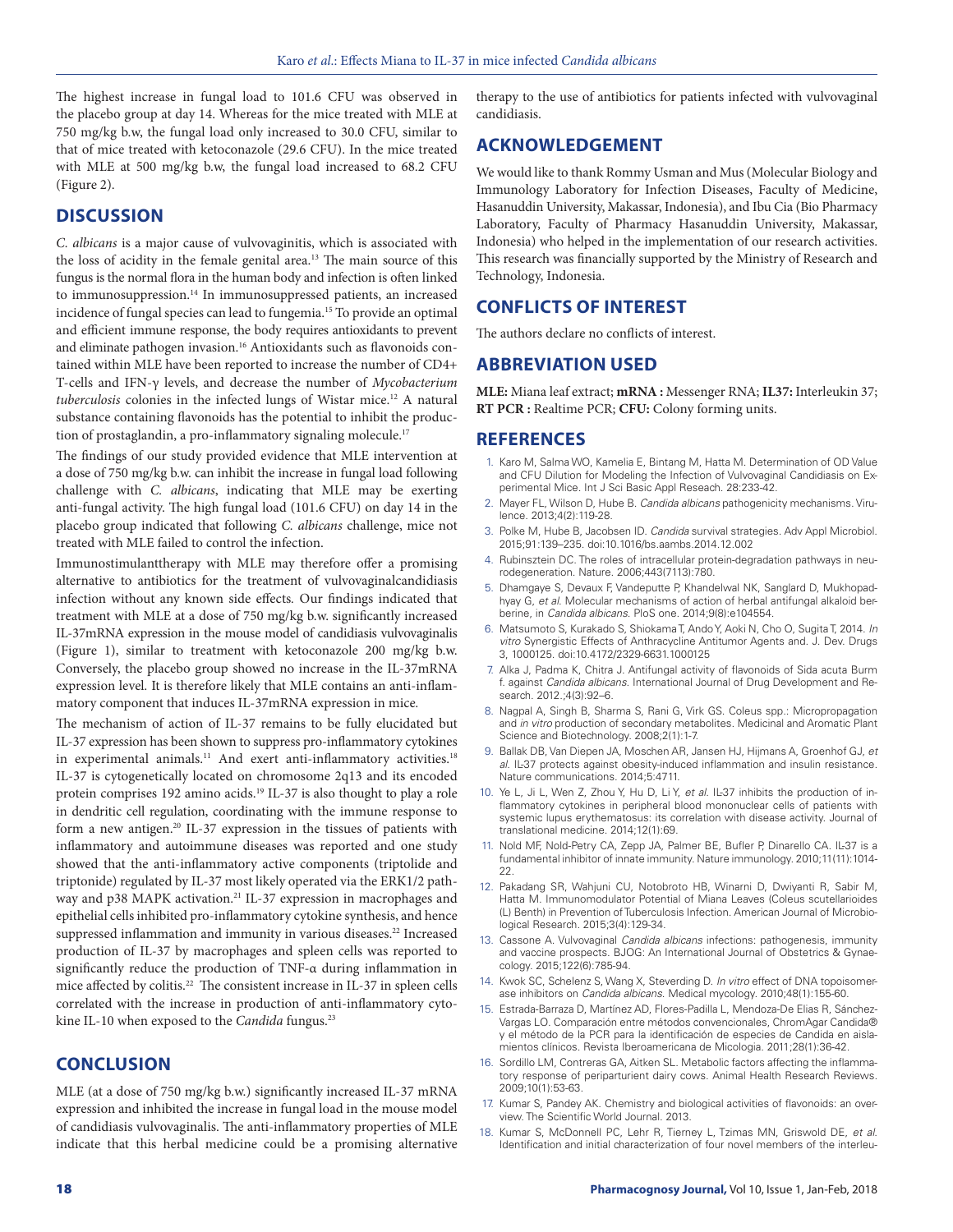The highest increase in fungal load to 101.6 CFU was observed in the placebo group at day 14. Whereas for the mice treated with MLE at 750 mg/kg b.w, the fungal load only increased to 30.0 CFU, similar to that of mice treated with ketoconazole (29.6 CFU). In the mice treated with MLE at 500 mg/kg b.w, the fungal load increased to 68.2 CFU (Figure 2).

## DISCUSSION

*C. albicans* is a major cause of vulvovaginitis, which is associated with the loss of acidity in the female genital area.[13] The main source of this fungus is the normal flora in the human body and infection is often linked to immunosuppression.[14] In immunosuppressed patients, an increased incidence of fungal species can lead to fungemia.[15] To provide an optimal and efficient immune response, the body requires antioxidants to prevent and eliminate pathogen invasion.[16] Antioxidants such as flavonoids contained within MLE have been reported to increase the number of CD4+ T-cells and IFN-γ levels, and decrease the number of *Mycobacterium tuberculosis* colonies in the infected lungs of Wistar mice.[12] A natural substance containing flavonoids has the potential to inhibit the production of prostaglandin, a pro-inflammatory signaling molecule.[17]

The findings of our study provided evidence that MLE intervention at a dose of 750 mg/kg b.w. can inhibit the increase in fungal load following challenge with *C. albicans*, indicating that MLE may be exerting anti-fungal activity. The high fungal load (101.6 CFU) on day 14 in the placebo group indicated that following *C. albicans* challenge, mice not treated with MLE failed to control the infection.

Immunostimulanttherapy with MLE may therefore offer a promising alternative to antibiotics for the treatment of vulvovaginalcandidiasis infection without any known side effects. Our findings indicated that treatment with MLE at a dose of 750 mg/kg b.w. significantly increased IL-37mRNA expression in the mouse model of candidiasis vulvovaginalis (Figure 1), similar to treatment with ketoconazole 200 mg/kg b.w. Conversely, the placebo group showed no increase in the IL-37mRNA expression level. It is therefore likely that MLE contains an anti-inflammatory component that induces IL-37mRNA expression in mice.

The mechanism of action of IL-37 remains to be fully elucidated but IL-37 expression has been shown to suppress pro-inflammatory cytokines in experimental animals.[11] And exert anti-inflammatory activities.[18] IL-37 is cytogenetically located on chromosome 2q13 and its encoded protein comprises 192 amino acids.[19] IL-37 is also thought to play a role in dendritic cell regulation, coordinating with the immune response to form a new antigen.[20] IL-37 expression in the tissues of patients with inflammatory and autoimmune diseases was reported and one study showed that the anti-inflammatory active components (triptolide and triptonide) regulated by IL-37 most likely operated via the ERK1/2 pathway and p38 MAPK activation.[21] IL-37 expression in macrophages and epithelial cells inhibited pro-inflammatory cytokine synthesis, and hence suppressed inflammation and immunity in various diseases.[22] Increased production of IL-37 by macrophages and spleen cells was reported to significantly reduce the production of TNF-α during inflammation in mice affected by colitis.[22] The consistent increase in IL-37 in spleen cells correlated with the increase in production of anti-inflammatory cytokine IL-10 when exposed to the *Candida* fungus.[23]

## CONCLUSION

MLE (at a dose of 750 mg/kg b.w.) significantly increased IL-37 mRNA expression and inhibited the increase in fungal load in the mouse model of candidiasis vulvovaginalis. The anti-inflammatory properties of MLE indicate that this herbal medicine could be a promising alternative therapy to the use of antibiotics for patients infected with vulvovaginal candidiasis.

## ACKNOWLEDGEMENT

We would like to thank Rommy Usman and Mus (Molecular Biology and Immunology Laboratory for Infection Diseases, Faculty of Medicine, Hasanuddin University, Makassar, Indonesia), and Ibu Cia (Bio Pharmacy Laboratory, Faculty of Pharmacy Hasanuddin University, Makassar, Indonesia) who helped in the implementation of our research activities. This research was financially supported by the Ministry of Research and Technology, Indonesia.

## CONFLICTS OF INTEREST

The authors declare no conflicts of interest.

## ABBREVIATION USED

**MLE:** Miana leaf extract; **mRNA :** Messenger RNA; **IL37:** Interleukin 37; **RT PCR :** Realtime PCR; **CFU:** Colony forming units.

## REFERENCES

1. Karo M, Salma WO, Kamelia E, Bintang M, Hatta M. Determination of OD Value and CFU Dilution for Modeling the Infection of Vulvovaginal Candidiasis on Experimental Mice. Int J Sci Basic Appl Reseach. 28:233-42.
2. Mayer FL, Wilson D, Hube B. *Candida albicans* pathogenicity mechanisms. Virulence. 2013;4(2):119-28.
3. Polke M, Hube B, Jacobsen ID. *Candida* survival strategies. Adv Appl Microbiol. 2015;91:139–235. doi:10.1016/bs.aambs.2014.12.002
4. Rubinsztein DC. The roles of intracellular protein-degradation pathways in neurodegeneration. Nature. 2006;443(7113):780.
5. Dhamgaye S, Devaux F, Vandeputte P, Khandelwal NK, Sanglard D, Mukhopadhyay G, *et al.* Molecular mechanisms of action of herbal antifungal alkaloid berberine, in *Candida albicans*. PloS one. 2014;9(8):e104554.
6. Matsumoto S, Kurakado S, Shiokama T, Ando Y, Aoki N, Cho O, Sugita T, 2014. *In vitro* Synergistic Effects of Anthracycline Antitumor Agents and. J. Dev. Drugs 3, 1000125. doi:10.4172/2329-6631.1000125
7. Alka J, Padma K, Chitra J. Antifungal activity of flavonoids of Sida acuta Burm f. against *Candida albicans*. International Journal of Drug Development and Research. 2012.;4(3):92–6.
8. Nagpal A, Singh B, Sharma S, Rani G, Virk GS. Coleus spp.: Micropropagation and *in vitro* production of secondary metabolites. Medicinal and Aromatic Plant Science and Biotechnology. 2008;2(1):1-7.
9. Ballak DB, Van Diepen JA, Moschen AR, Jansen HJ, Hijmans A, Groenhof GJ, *et al.* IL-37 protects against obesity-induced inflammation and insulin resistance. Nature communications. 2014;5:4711.
10. Ye L, Ji L, Wen Z, Zhou Y, Hu D, Li Y, *et al.* IL-37 inhibits the production of inflammatory cytokines in peripheral blood mononuclear cells of patients with systemic lupus erythematosus: its correlation with disease activity. Journal of translational medicine. 2014;12(1):69.
11. Nold MF, Nold-Petry CA, Zepp JA, Palmer BE, Bufler P, Dinarello CA. IL-37 is a fundamental inhibitor of innate immunity. Nature immunology. 2010;11(11):1014-22.
12. Pakadang SR, Wahjuni CU, Notobroto HB, Winarni D, Dwiyanti R, Sabir M, Hatta M. Immunomodulator Potential of Miana Leaves (Coleus scutellarioides (L) Benth) in Prevention of Tuberculosis Infection. American Journal of Microbiological Research. 2015;3(4):129-34.
13. Cassone A. Vulvovaginal *Candida albicans* infections: pathogenesis, immunity and vaccine prospects. BJOG: An International Journal of Obstetrics & Gynaecology. 2015;122(6):785-94.
14. Kwok SC, Schelenz S, Wang X, Steverding D. *In vitro* effect of DNA topoisomerase inhibitors on *Candida albicans*. Medical mycology. 2010;48(1):155-60.
15. Estrada-Barraza D, Martínez AD, Flores-Padilla L, Mendoza-De Elias R, Sánchez-Vargas LO. Comparación entre métodos convencionales, ChromAgar Candida® y el método de la PCR para la identificación de especies de Candida en aislamientos clínicos. Revista Iberoamericana de Micologia. 2011;28(1):36-42.
16. Sordillo LM, Contreras GA, Aitken SL. Metabolic factors affecting the inflammatory response of periparturient dairy cows. Animal Health Research Reviews. 2009;10(1):53-63.
17. Kumar S, Pandey AK. Chemistry and biological activities of flavonoids: an overview. The Scientific World Journal. 2013.
18. Kumar S, McDonnell PC, Lehr R, Tierney L, Tzimas MN, Griswold DE, *et al.* Identification and initial characterization of four novel members of the interleu-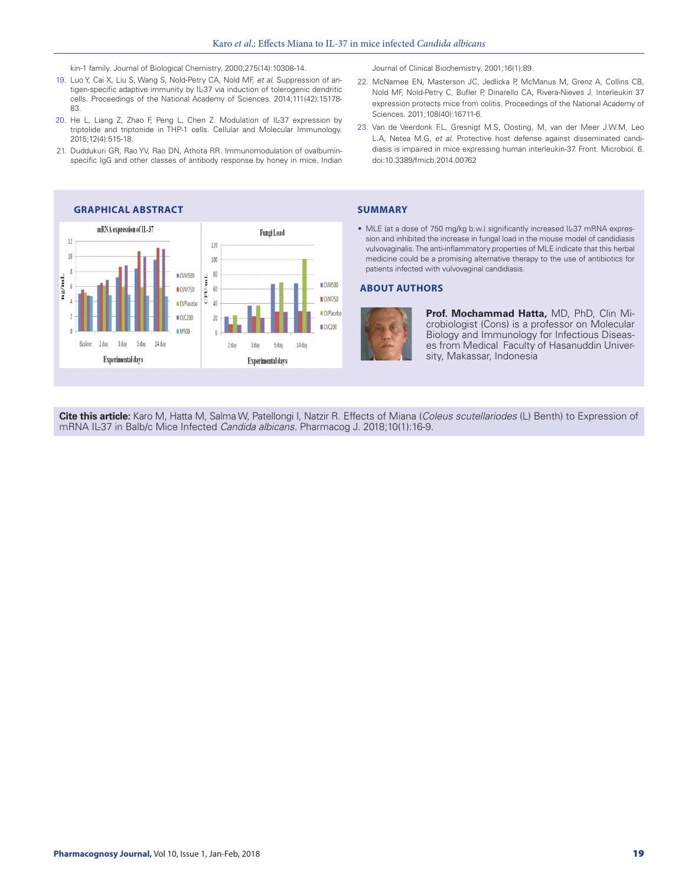kin-1 family. Journal of Biological Chemistry. 2000;275(14):10308-14.

19. Luo Y, Cai X, Liu S, Wang S, Nold-Petry CA, Nold MF, *et al.* Suppression of antigen-specific adaptive immunity by IL-37 via induction of tolerogenic dendritic cells. Proceedings of the National Academy of Sciences. 2014;111(42):15178-83.
20. He L, Liang Z, Zhao F, Peng L, Chen Z. Modulation of IL-37 expression by triptolide and triptonide in THP-1 cells. Cellular and Molecular Immunology. 2015;12(4):515-18.
21. Duddukuri GR, Rao YV, Rao DN, Athota RR. Immunomodulation of ovalbumin-specific IgG and other classes of antibody response by honey in mice. Indian Journal of Clinical Biochemistry. 2001;16(1):89.
22. McNamee EN, Masterson JC, Jedlicka P, McManus M, Grenz A, Collins CB, Nold MF, Nold-Petry C, Bufler P, Dinarello CA, Rivera-Nieves J. Interleukin 37 expression protects mice from colitis. Proceedings of the National Academy of Sciences. 2011;108(40):16711-6.
23. Van de Veerdonk F.L, Gresnigt M.S, Oosting, M, van der Meer J.W.M, Leo L.A, Netea M.G, *et al.* Protective host defense against disseminated candidiasis is impaired in mice expressing human interleukin-37. Front. Microbiol. 6. doi:10.3389/fmicb.2014.00762

## GRAPHICAL ABSTRACT

mRNA expression of IL-37

ng/mL

0
2
4
6
8
10
12

Basline
2 day
3 day
5 day
14 day

Experimental days

CVM500
CVM750
CVPlacebo
CVC200
M500

Fungi Load

CFU/mL

0
20
40
60
80
100
120

2 day
3 day
5 day
14 day

Experimental days

CVM500
CVM750
CVPlacebo
CVC200

## SUMMARY

- MLE (at a dose of 750 mg/kg b.w.) significantly increased IL-37 mRNA expression and inhibited the increase in fungal load in the mouse model of candidiasis vulvovaginalis. The anti-inflammatory properties of MLE indicate that this herbal medicine could be a promising alternative therapy to the use of antibiotics for patients infected with vulvovaginal candidiasis.

## ABOUT AUTHORS

**Prof. Mochammad Hatta,** MD, PhD, Clin Microbiologist (Cons) is a professor on Molecular Biology and Immunology for Infectious Diseases from Medical Faculty of Hasanuddin University, Makassar, Indonesia

**Cite this article:** Karo M, Hatta M, Salma W, Patellongi I, Natzir R. Effects of Miana (*Coleus scutellariodes* (L) Benth) to Expression of mRNA IL-37 in Balb/c Mice Infected *Candida albicans*. Pharmacog J. 2018;10(1):16-9.